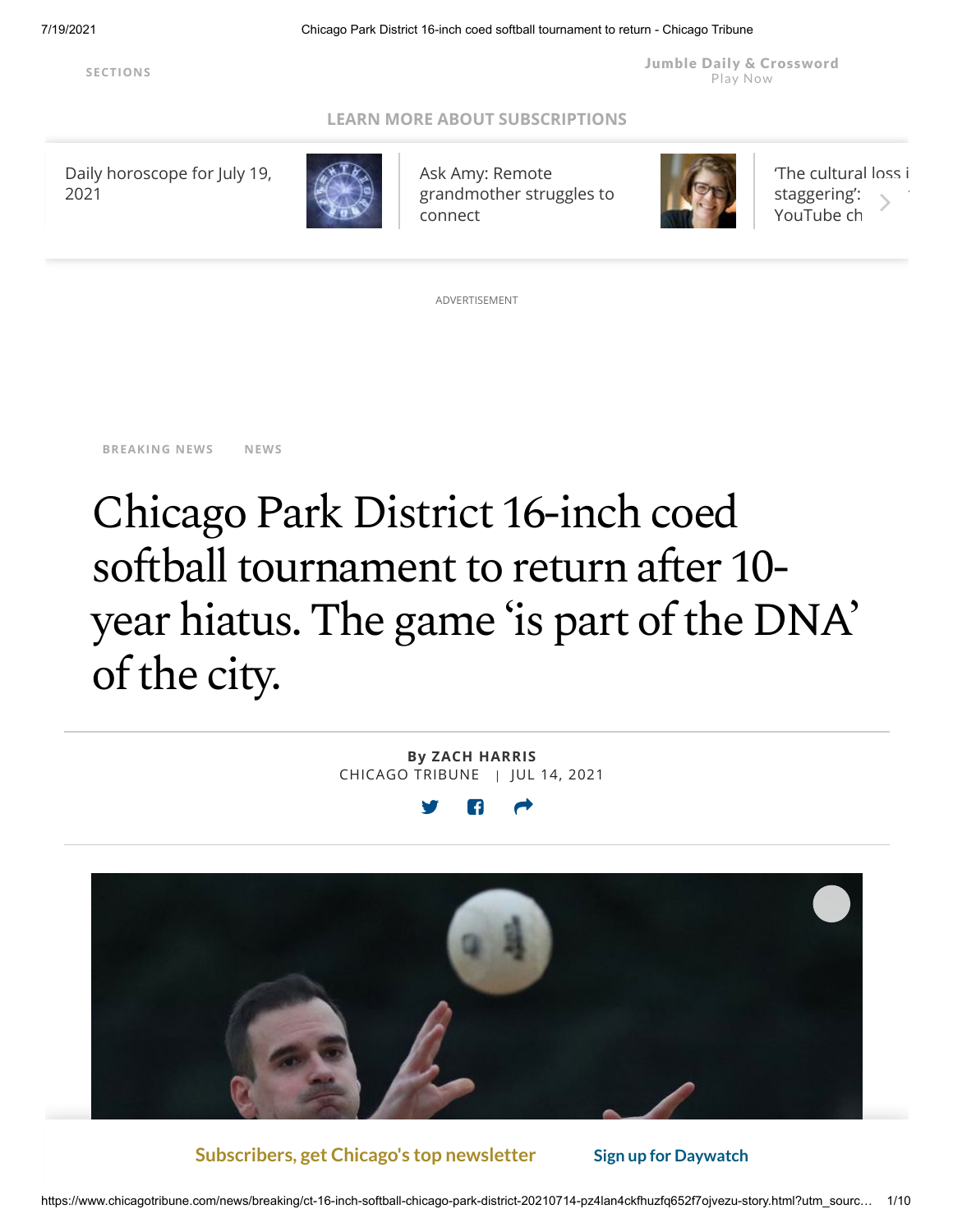SECTIONS

Jumble Daily & Crossword
Play Now

LEARN MORE ABOUT SUBSCRIPTIONS

Daily horoscope for July 19, 2021

Ask Amy: Remote grandmother struggles to connect

'The cultural loss i staggering': YouTube ch

ADVERTISEMENT

BREAKING NEWS NEWS

# Chicago Park District 16-inch coed softball tournament to return after 10-year hiatus. The game 'is part of the DNA' of the city.

**By ZACH HARRIS**
CHICAGO TRIBUNE | JUL 14, 2021

Subscribers, get Chicago's top newsletter Sign up for Daywatch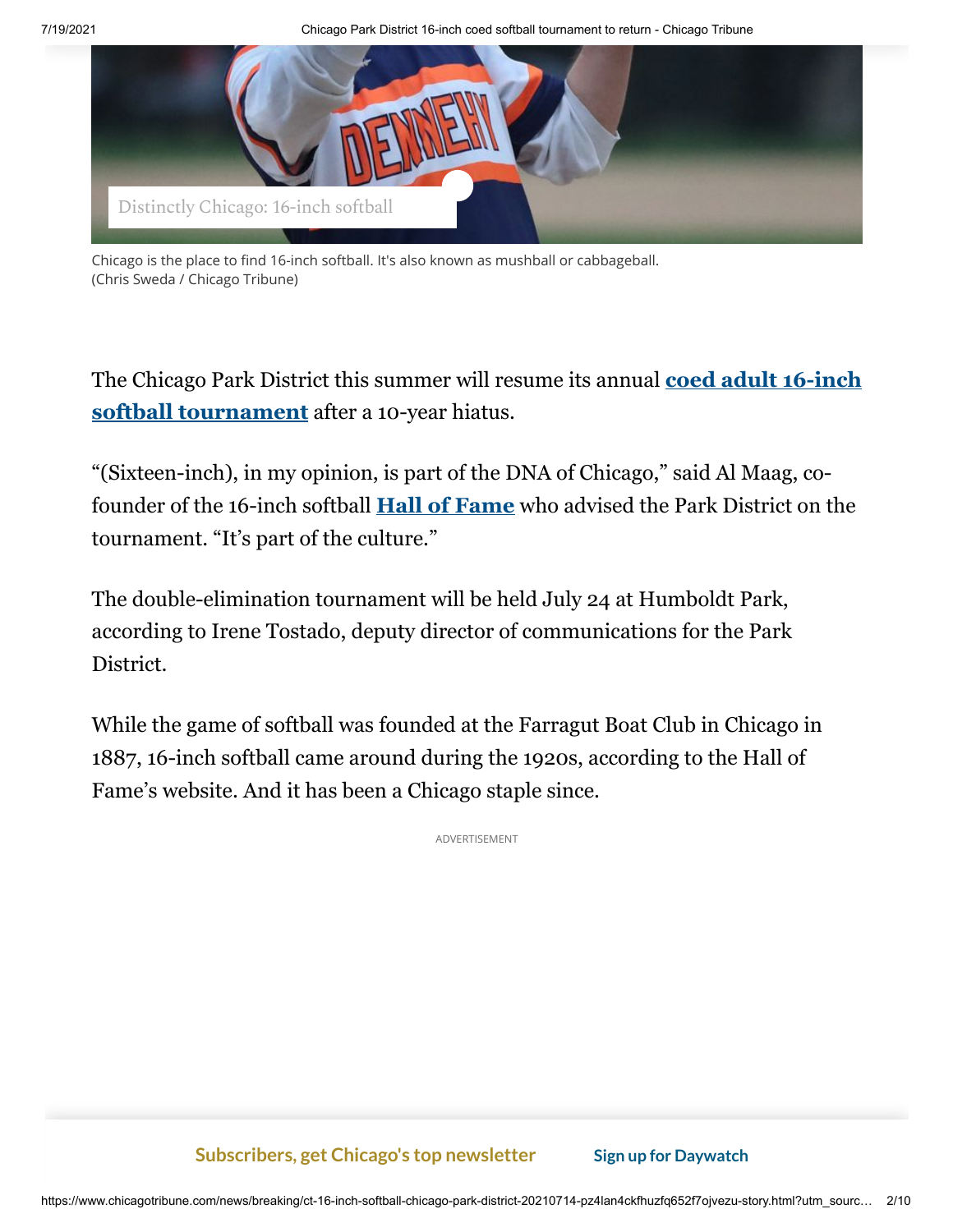Distinctly Chicago: 16-inch softball

Chicago is the place to find 16-inch softball. It's also known as mushball or cabbageball. (Chris Sweda / Chicago Tribune)

The Chicago Park District this summer will resume its annual **coed adult 16-inch softball tournament** after a 10-year hiatus.

"(Sixteen-inch), in my opinion, is part of the DNA of Chicago," said Al Maag, co-founder of the 16-inch softball **Hall of Fame** who advised the Park District on the tournament. "It's part of the culture."

The double-elimination tournament will be held July 24 at Humboldt Park, according to Irene Tostado, deputy director of communications for the Park District.

While the game of softball was founded at the Farragut Boat Club in Chicago in 1887, 16-inch softball came around during the 1920s, according to the Hall of Fame's website. And it has been a Chicago staple since.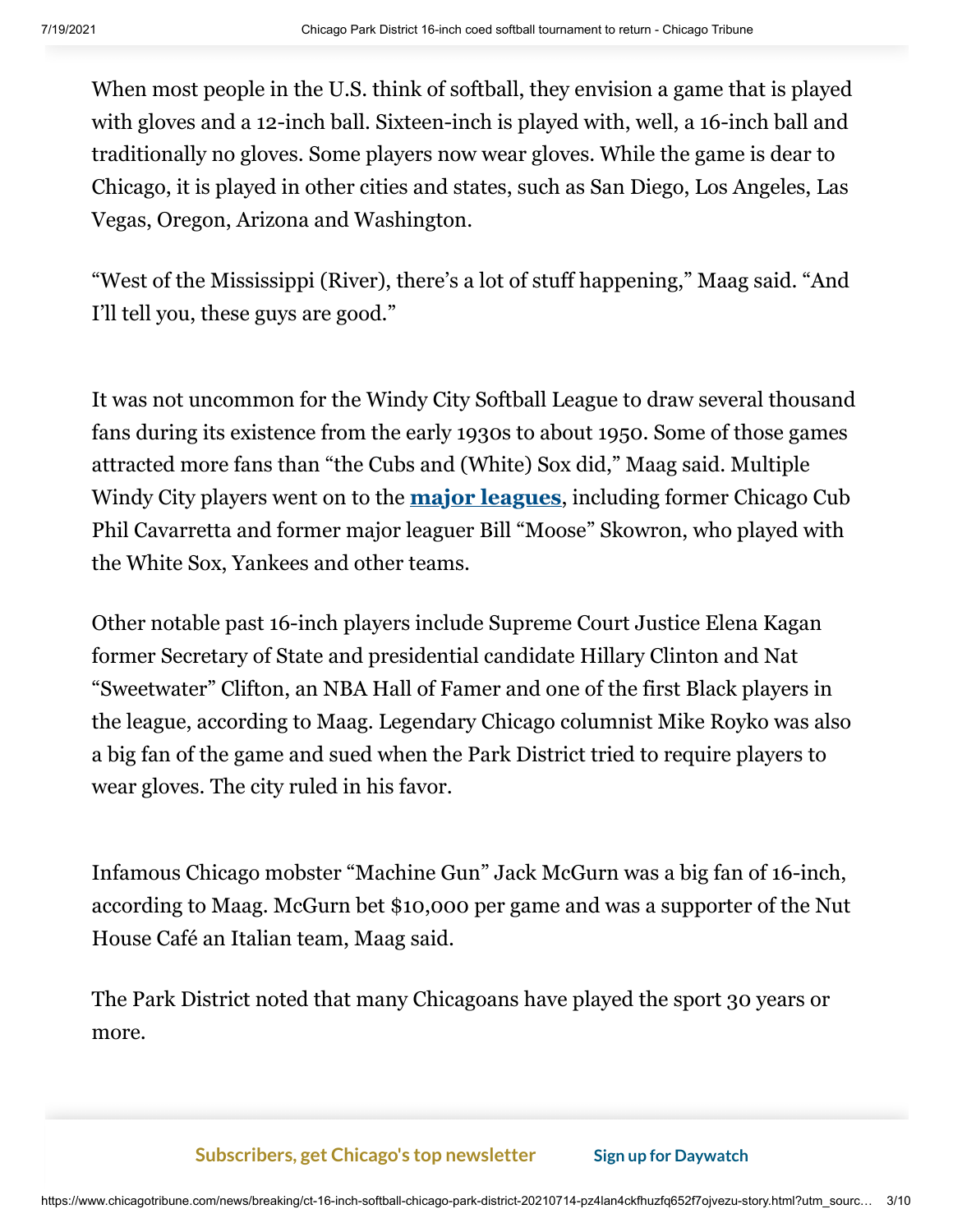When most people in the U.S. think of softball, they envision a game that is played with gloves and a 12-inch ball. Sixteen-inch is played with, well, a 16-inch ball and traditionally no gloves. Some players now wear gloves. While the game is dear to Chicago, it is played in other cities and states, such as San Diego, Los Angeles, Las Vegas, Oregon, Arizona and Washington.

"West of the Mississippi (River), there's a lot of stuff happening," Maag said. "And I'll tell you, these guys are good."

It was not uncommon for the Windy City Softball League to draw several thousand fans during its existence from the early 1930s to about 1950. Some of those games attracted more fans than "the Cubs and (White) Sox did," Maag said. Multiple Windy City players went on to the **major leagues**, including former Chicago Cub Phil Cavarretta and former major leaguer Bill "Moose" Skowron, who played with the White Sox, Yankees and other teams.

Other notable past 16-inch players include Supreme Court Justice Elena Kagan former Secretary of State and presidential candidate Hillary Clinton and Nat "Sweetwater" Clifton, an NBA Hall of Famer and one of the first Black players in the league, according to Maag. Legendary Chicago columnist Mike Royko was also a big fan of the game and sued when the Park District tried to require players to wear gloves. The city ruled in his favor.

Infamous Chicago mobster "Machine Gun" Jack McGurn was a big fan of 16-inch, according to Maag. McGurn bet $10,000 per game and was a supporter of the Nut House Café an Italian team, Maag said.

The Park District noted that many Chicagoans have played the sport 30 years or more.

**Subscribers, get Chicago's top newsletter** **Sign up for Daywatch**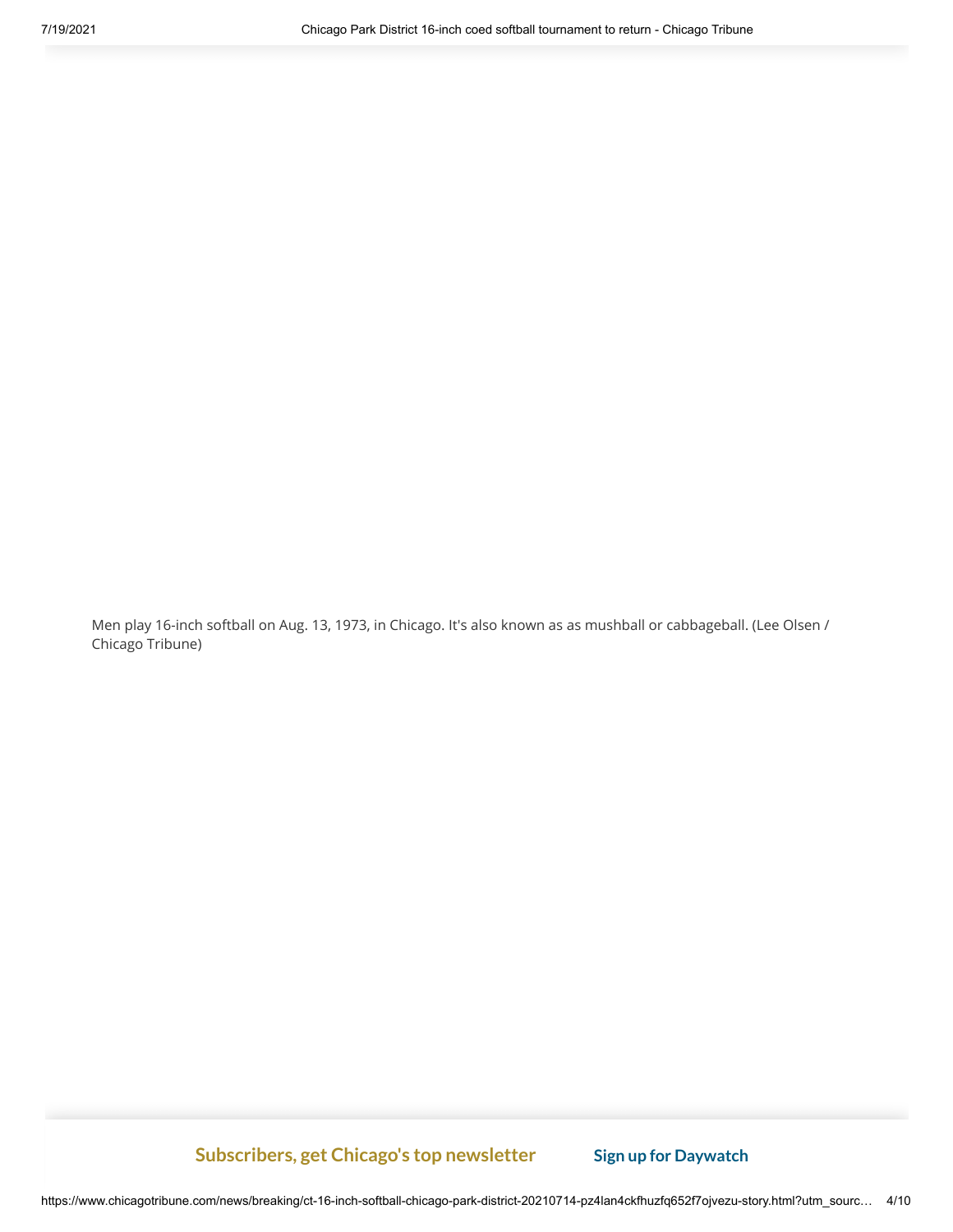Men play 16-inch softball on Aug. 13, 1973, in Chicago. It's also known as as mushball or cabbageball. (Lee Olsen / Chicago Tribune)

**Subscribers, get Chicago's top newsletter** **Sign up for Daywatch**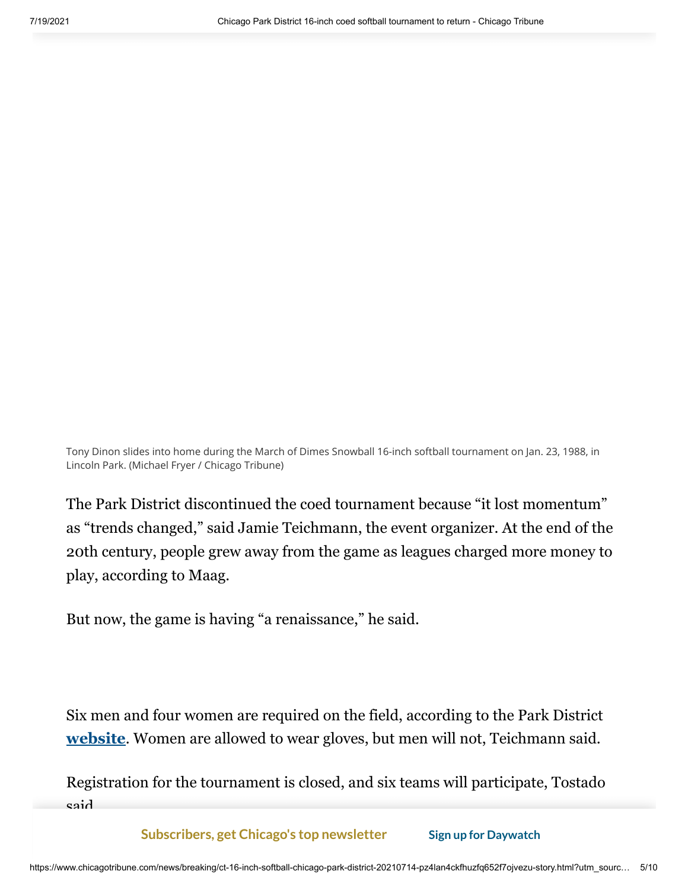Tony Dinon slides into home during the March of Dimes Snowball 16-inch softball tournament on Jan. 23, 1988, in Lincoln Park. (Michael Fryer / Chicago Tribune)

The Park District discontinued the coed tournament because "it lost momentum" as "trends changed," said Jamie Teichmann, the event organizer. At the end of the 20th century, people grew away from the game as leagues charged more money to play, according to Maag.

But now, the game is having "a renaissance," he said.

Six men and four women are required on the field, according to the Park District **website**. Women are allowed to wear gloves, but men will not, Teichmann said.

Registration for the tournament is closed, and six teams will participate, Tostado said.

Subscribers, get Chicago's top newsletter  Sign up for Daywatch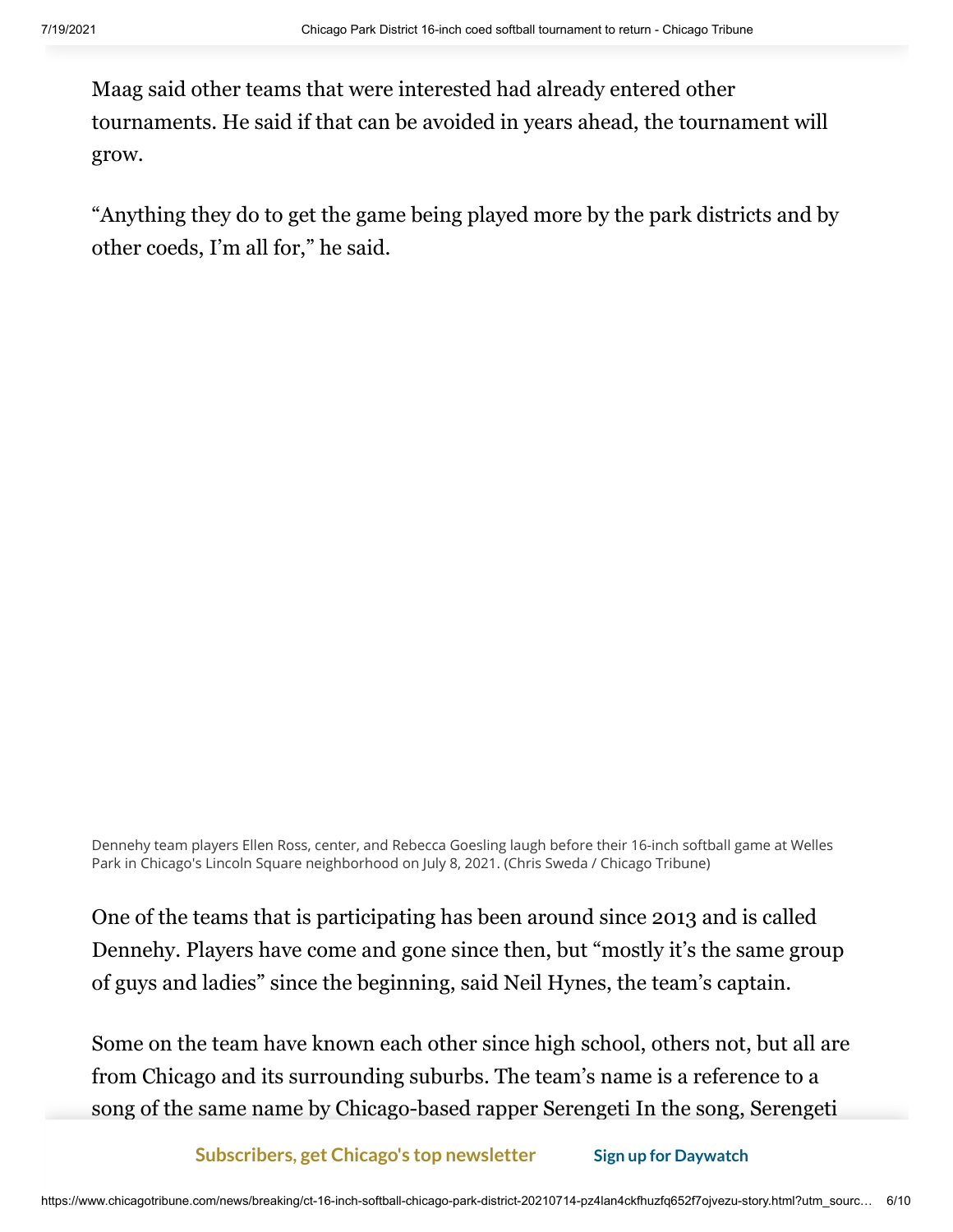Maag said other teams that were interested had already entered other tournaments. He said if that can be avoided in years ahead, the tournament will grow.

"Anything they do to get the game being played more by the park districts and by other coeds, I'm all for," he said.

Dennehy team players Ellen Ross, center, and Rebecca Goesling laugh before their 16-inch softball game at Welles Park in Chicago's Lincoln Square neighborhood on July 8, 2021. (Chris Sweda / Chicago Tribune)

One of the teams that is participating has been around since 2013 and is called Dennehy. Players have come and gone since then, but "mostly it's the same group of guys and ladies" since the beginning, said Neil Hynes, the team's captain.

Some on the team have known each other since high school, others not, but all are from Chicago and its surrounding suburbs. The team's name is a reference to a song of the same name by Chicago-based rapper Serengeti In the song, Serengeti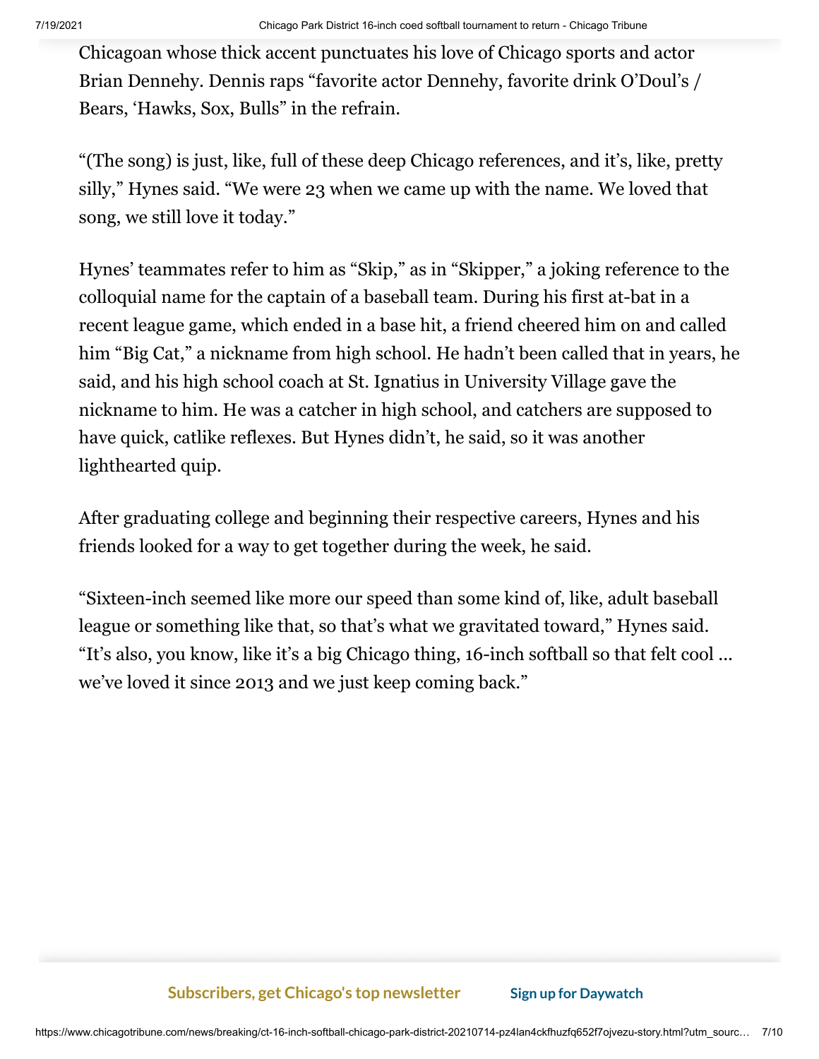Chicagoan whose thick accent punctuates his love of Chicago sports and actor Brian Dennehy. Dennis raps "favorite actor Dennehy, favorite drink O'Doul's / Bears, 'Hawks, Sox, Bulls" in the refrain.

"(The song) is just, like, full of these deep Chicago references, and it's, like, pretty silly," Hynes said. "We were 23 when we came up with the name. We loved that song, we still love it today."

Hynes' teammates refer to him as "Skip," as in "Skipper," a joking reference to the colloquial name for the captain of a baseball team. During his first at-bat in a recent league game, which ended in a base hit, a friend cheered him on and called him "Big Cat," a nickname from high school. He hadn't been called that in years, he said, and his high school coach at St. Ignatius in University Village gave the nickname to him. He was a catcher in high school, and catchers are supposed to have quick, catlike reflexes. But Hynes didn't, he said, so it was another lighthearted quip.

After graduating college and beginning their respective careers, Hynes and his friends looked for a way to get together during the week, he said.

"Sixteen-inch seemed like more our speed than some kind of, like, adult baseball league or something like that, so that's what we gravitated toward," Hynes said. "It's also, you know, like it's a big Chicago thing, 16-inch softball so that felt cool ... we've loved it since 2013 and we just keep coming back."

**Subscribers, get Chicago's top newsletter** **Sign up for Daywatch**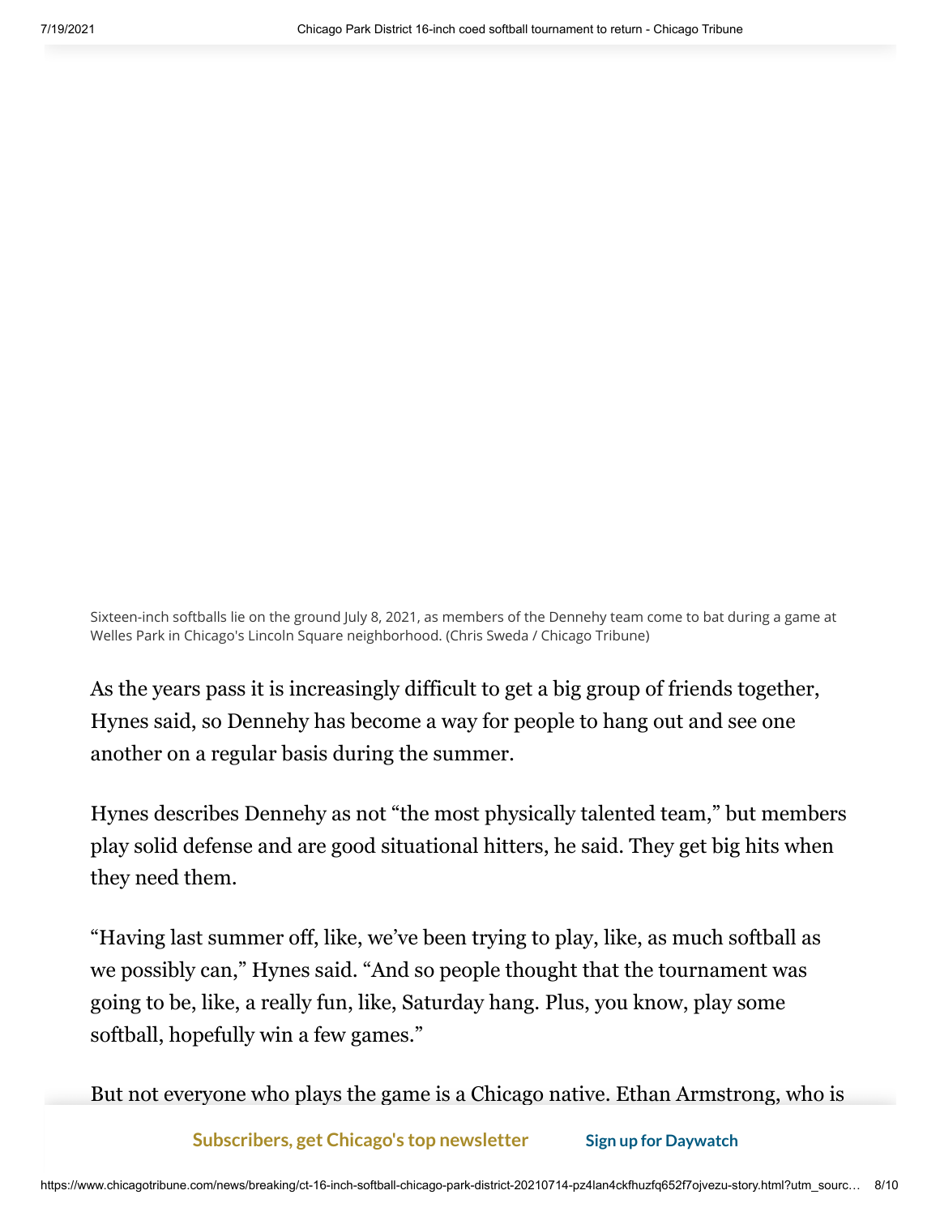Sixteen-inch softballs lie on the ground July 8, 2021, as members of the Dennehy team come to bat during a game at Welles Park in Chicago's Lincoln Square neighborhood. (Chris Sweda / Chicago Tribune)

As the years pass it is increasingly difficult to get a big group of friends together, Hynes said, so Dennehy has become a way for people to hang out and see one another on a regular basis during the summer.

Hynes describes Dennehy as not "the most physically talented team," but members play solid defense and are good situational hitters, he said. They get big hits when they need them.

"Having last summer off, like, we've been trying to play, like, as much softball as we possibly can," Hynes said. "And so people thought that the tournament was going to be, like, a really fun, like, Saturday hang. Plus, you know, play some softball, hopefully win a few games."

But not everyone who plays the game is a Chicago native. Ethan Armstrong, who is

Subscribers, get Chicago's top newsletter Sign up for Daywatch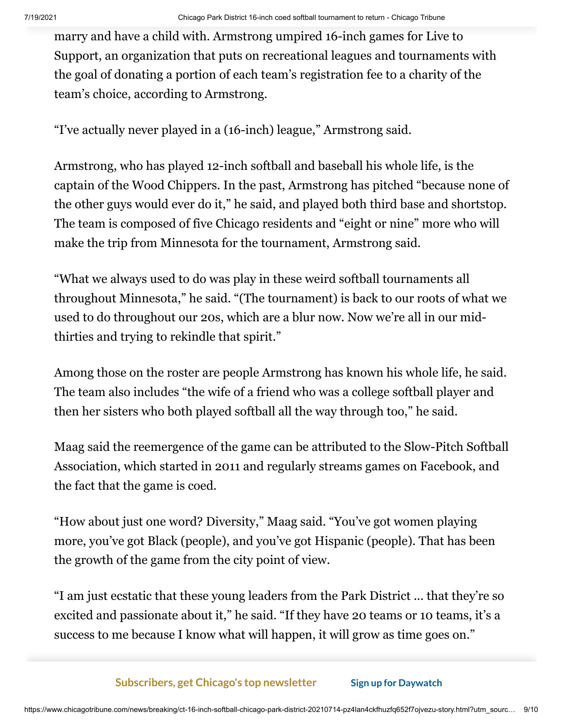marry and have a child with. Armstrong umpired 16-inch games for Live to Support, an organization that puts on recreational leagues and tournaments with the goal of donating a portion of each team's registration fee to a charity of the team's choice, according to Armstrong.

"I've actually never played in a (16-inch) league," Armstrong said.

Armstrong, who has played 12-inch softball and baseball his whole life, is the captain of the Wood Chippers. In the past, Armstrong has pitched "because none of the other guys would ever do it," he said, and played both third base and shortstop. The team is composed of five Chicago residents and "eight or nine" more who will make the trip from Minnesota for the tournament, Armstrong said.

"What we always used to do was play in these weird softball tournaments all throughout Minnesota," he said. "(The tournament) is back to our roots of what we used to do throughout our 20s, which are a blur now. Now we're all in our mid-thirties and trying to rekindle that spirit."

Among those on the roster are people Armstrong has known his whole life, he said. The team also includes "the wife of a friend who was a college softball player and then her sisters who both played softball all the way through too," he said.

Maag said the reemergence of the game can be attributed to the Slow-Pitch Softball Association, which started in 2011 and regularly streams games on Facebook, and the fact that the game is coed.

"How about just one word? Diversity," Maag said. "You've got women playing more, you've got Black (people), and you've got Hispanic (people). That has been the growth of the game from the city point of view.

"I am just ecstatic that these young leaders from the Park District … that they're so excited and passionate about it," he said. "If they have 20 teams or 10 teams, it's a success to me because I know what will happen, it will grow as time goes on."

**Subscribers, get Chicago's top newsletter** **Sign up for Daywatch**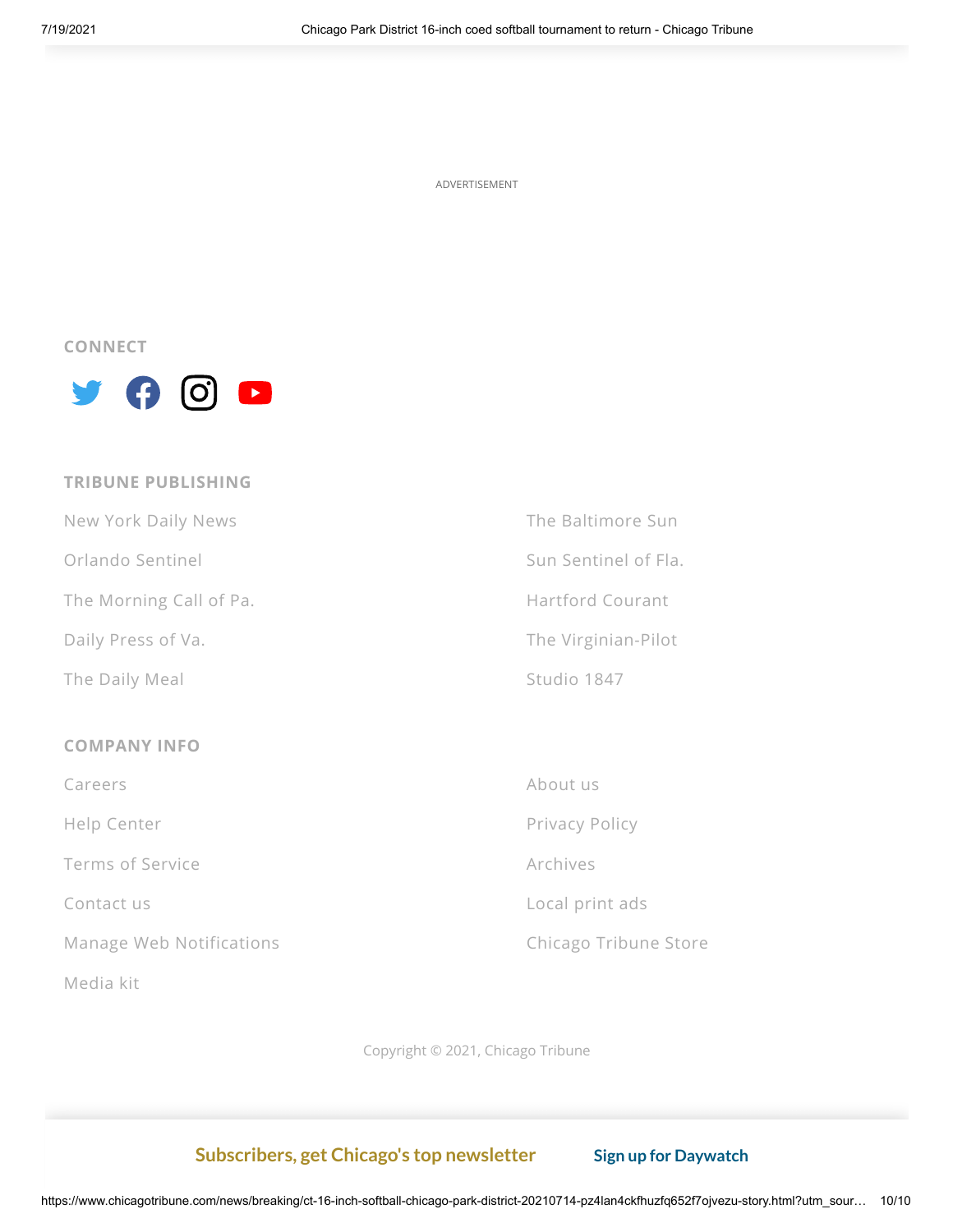ADVERTISEMENT

## CONNECT

## TRIBUNE PUBLISHING

New York Daily News

The Baltimore Sun

Orlando Sentinel

Sun Sentinel of Fla.

The Morning Call of Pa.

Hartford Courant

Daily Press of Va.

The Virginian-Pilot

The Daily Meal

Studio 1847

## COMPANY INFO

Careers

About us

Help Center

Privacy Policy

Terms of Service

Archives

Contact us

Local print ads

Manage Web Notifications

Chicago Tribune Store

Media kit

Copyright © 2021, Chicago Tribune

**Subscribers, get Chicago's top newsletter** **Sign up for Daywatch**